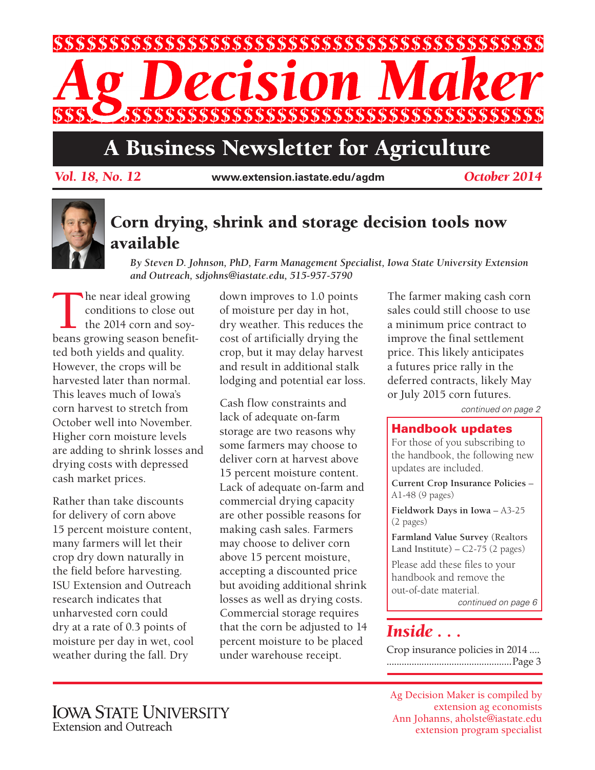# Ag Decision Maker

## A Business Newsletter for Agriculture

*Vol. 18, No. 12* **www.extension.iastate.edu/agdm** *October 2014*

## Corn drying, shrink and storage decision tools now available

*By Steven D. Johnson, PhD, Farm Management Specialist, Iowa State University Extension and Outreach, sdjohns@iastate.edu, 515-957-5790*

The near ideal growing conditions to close out the 2014 corn and soybeans growing season benefitted both yields and quality. However, the crops will be harvested later than normal. This leaves much of Iowa's corn harvest to stretch from October well into November. Higher corn moisture levels are adding to shrink losses and drying costs with depressed cash market prices.

Rather than take discounts for delivery of corn above 15 percent moisture content, many farmers will let their crop dry down naturally in the field before harvesting. ISU Extension and Outreach research indicates that unharvested corn could dry at a rate of 0.3 points of moisture per day in wet, cool weather during the fall. Dry down improves to 1.0 points of moisture per day in hot, dry weather. This reduces the cost of artificially drying the crop, but it may delay harvest and result in additional stalk lodging and potential ear loss.

Cash flow constraints and lack of adequate on-farm storage are two reasons why some farmers may choose to deliver corn at harvest above 15 percent moisture content. Lack of adequate on-farm and commercial drying capacity are other possible reasons for making cash sales. Farmers may choose to deliver corn above 15 percent moisture, accepting a discounted price but avoiding additional shrink losses as well as drying costs. Commercial storage requires that the corn be adjusted to 14 percent moisture to be placed under warehouse receipt.

The farmer making cash corn sales could still choose to use a minimum price contract to improve the final settlement price. This likely anticipates a futures price rally in the deferred contracts, likely May or July 2015 corn futures.

*continued on page 2*

### Handbook updates

For those of you subscribing to the handbook, the following new updates are included.

**Current Crop Insurance Policies** – A1-48 (9 pages)

**Fieldwork Days in Iowa** – A3-25 (2 pages)

**Farmland Value Survey** (Realtors Land Institute) – C2-75 (2 pages)

Please add these files to your handbook and remove the out-of-date material.

*continued on page 6*

### *Inside . . .*

Crop insurance policies in 2014 .... Page 3

Iowa State University Extension and Outreach

Ag Decision Maker is compiled by extension ag economists
Ann Johanns, aholste@iastate.edu
extension program specialist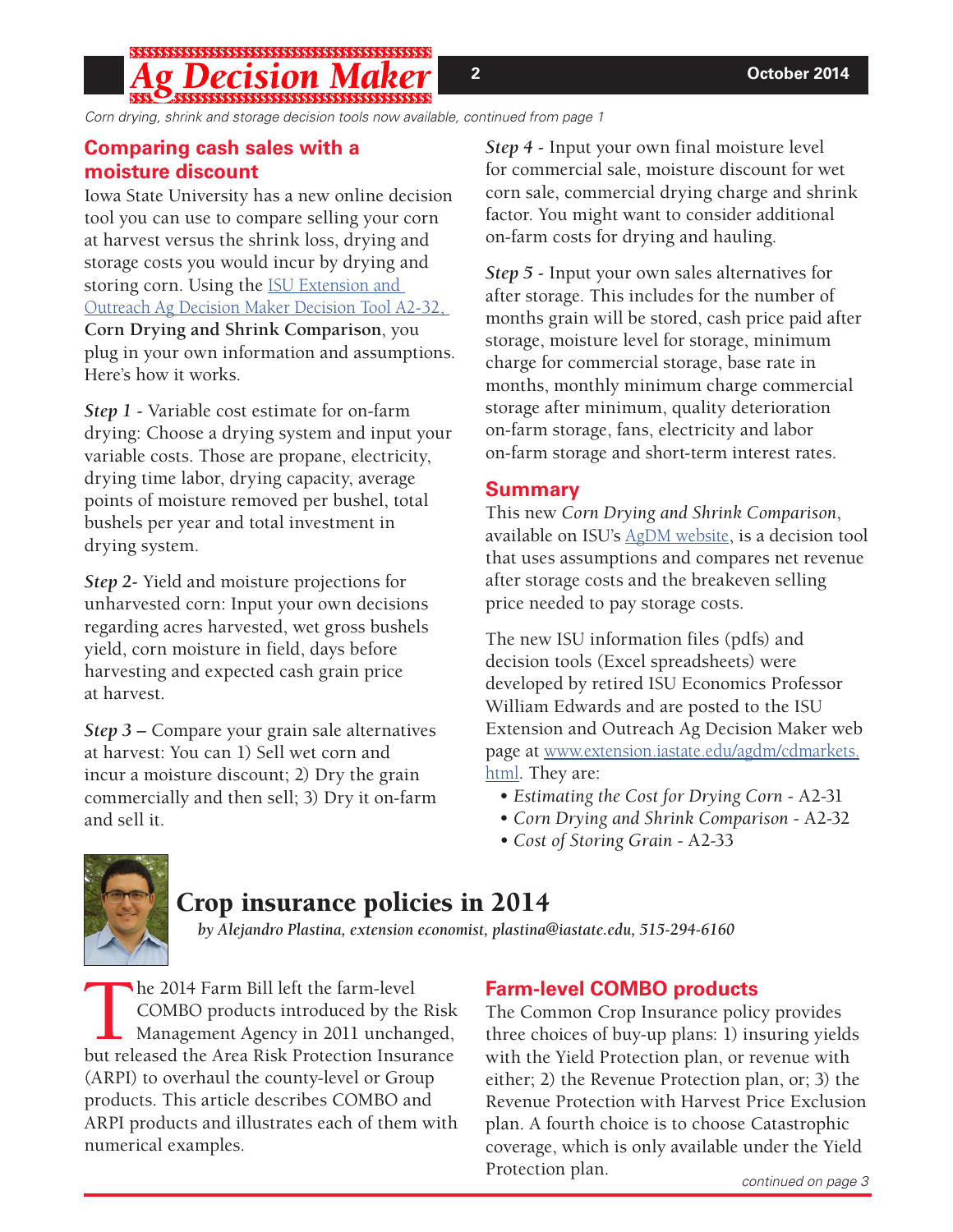*Corn drying, shrink and storage decision tools now available, continued from page 1*

## Comparing cash sales with a moisture discount

Iowa State University has a new online decision tool you can use to compare selling your corn at harvest versus the shrink loss, drying and storage costs you would incur by drying and storing corn. Using the ISU Extension and Outreach Ag Decision Maker Decision Tool A2-32, **Corn Drying and Shrink Comparison**, you plug in your own information and assumptions. Here's how it works.

*Step 1* - Variable cost estimate for on-farm drying: Choose a drying system and input your variable costs. Those are propane, electricity, drying time labor, drying capacity, average points of moisture removed per bushel, total bushels per year and total investment in drying system.

*Step 2*- Yield and moisture projections for unharvested corn: Input your own decisions regarding acres harvested, wet gross bushels yield, corn moisture in field, days before harvesting and expected cash grain price at harvest.

*Step 3* – Compare your grain sale alternatives at harvest: You can 1) Sell wet corn and incur a moisture discount; 2) Dry the grain commercially and then sell; 3) Dry it on-farm and sell it.

*Step 4* - Input your own final moisture level for commercial sale, moisture discount for wet corn sale, commercial drying charge and shrink factor. You might want to consider additional on-farm costs for drying and hauling.

*Step 5* - Input your own sales alternatives for after storage. This includes for the number of months grain will be stored, cash price paid after storage, moisture level for storage, minimum charge for commercial storage, base rate in months, monthly minimum charge commercial storage after minimum, quality deterioration on-farm storage, fans, electricity and labor on-farm storage and short-term interest rates.

## Summary

This new *Corn Drying and Shrink Comparison*, available on ISU's AgDM website, is a decision tool that uses assumptions and compares net revenue after storage costs and the breakeven selling price needed to pay storage costs.

The new ISU information files (pdfs) and decision tools (Excel spreadsheets) were developed by retired ISU Economics Professor William Edwards and are posted to the ISU Extension and Outreach Ag Decision Maker web page at www.extension.iastate.edu/agdm/cdmarkets.html. They are:

- *Estimating the Cost for Drying Corn* - A2-31
- *Corn Drying and Shrink Comparison* - A2-32
- *Cost of Storing Grain* - A2-33

# Crop insurance policies in 2014

***by Alejandro Plastina, extension economist, plastina@iastate.edu, 515-294-6160***

The 2014 Farm Bill left the farm-level COMBO products introduced by the Risk Management Agency in 2011 unchanged, but released the Area Risk Protection Insurance (ARPI) to overhaul the county-level or Group products. This article describes COMBO and ARPI products and illustrates each of them with numerical examples.

## Farm-level COMBO products

The Common Crop Insurance policy provides three choices of buy-up plans: 1) insuring yields with the Yield Protection plan, or revenue with either; 2) the Revenue Protection plan, or; 3) the Revenue Protection with Harvest Price Exclusion plan. A fourth choice is to choose Catastrophic coverage, which is only available under the Yield Protection plan.

*continued on page 3*